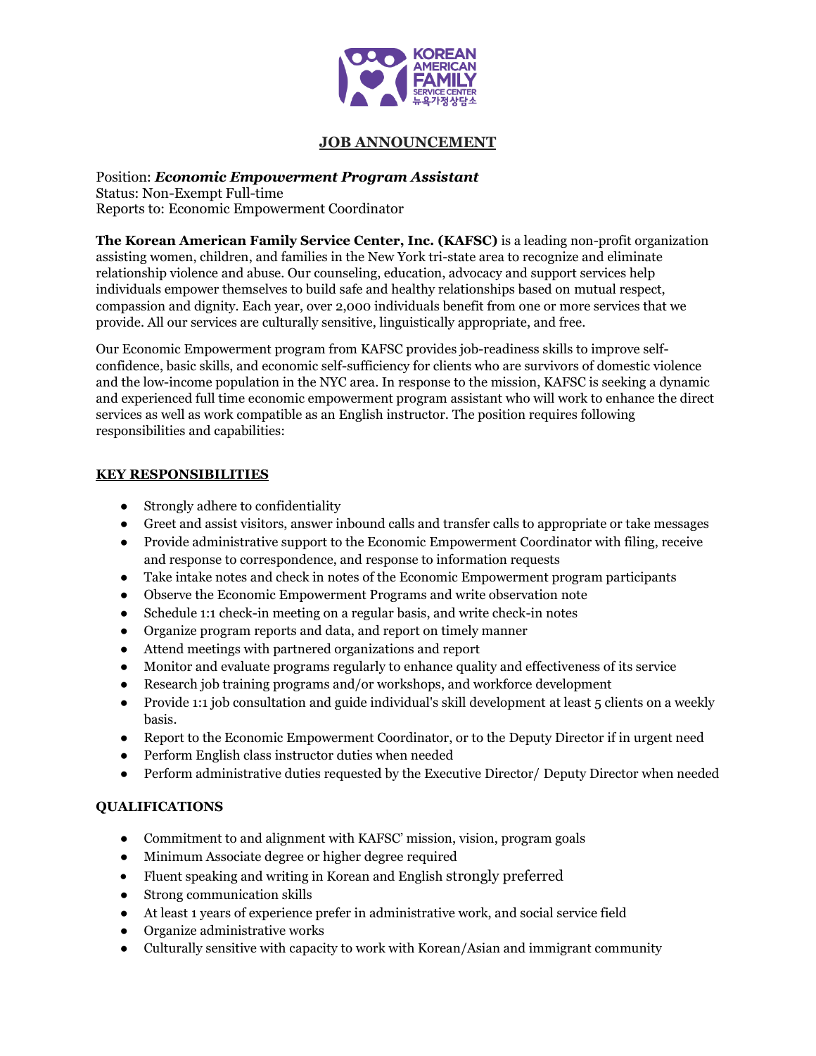# JOB ANNOUNCEMENT

Position: ***Economic Empowerment Program Assistant***
Status: Non-Exempt Full-time
Reports to: Economic Empowerment Coordinator

**The Korean American Family Service Center, Inc. (KAFSC)** is a leading non-profit organization assisting women, children, and families in the New York tri-state area to recognize and eliminate relationship violence and abuse. Our counseling, education, advocacy and support services help individuals empower themselves to build safe and healthy relationships based on mutual respect, compassion and dignity. Each year, over 2,000 individuals benefit from one or more services that we provide. All our services are culturally sensitive, linguistically appropriate, and free.

Our Economic Empowerment program from KAFSC provides job-readiness skills to improve self-confidence, basic skills, and economic self-sufficiency for clients who are survivors of domestic violence and the low-income population in the NYC area. In response to the mission, KAFSC is seeking a dynamic and experienced full time economic empowerment program assistant who will work to enhance the direct services as well as work compatible as an English instructor. The position requires following responsibilities and capabilities:

## KEY RESPONSIBILITIES

- Strongly adhere to confidentiality
- Greet and assist visitors, answer inbound calls and transfer calls to appropriate or take messages
- Provide administrative support to the Economic Empowerment Coordinator with filing, receive and response to correspondence, and response to information requests
- Take intake notes and check in notes of the Economic Empowerment program participants
- Observe the Economic Empowerment Programs and write observation note
- Schedule 1:1 check-in meeting on a regular basis, and write check-in notes
- Organize program reports and data, and report on timely manner
- Attend meetings with partnered organizations and report
- Monitor and evaluate programs regularly to enhance quality and effectiveness of its service
- Research job training programs and/or workshops, and workforce development
- Provide 1:1 job consultation and guide individual's skill development at least 5 clients on a weekly basis.
- Report to the Economic Empowerment Coordinator, or to the Deputy Director if in urgent need
- Perform English class instructor duties when needed
- Perform administrative duties requested by the Executive Director/ Deputy Director when needed

## QUALIFICATIONS

- Commitment to and alignment with KAFSC' mission, vision, program goals
- Minimum Associate degree or higher degree required
- Fluent speaking and writing in Korean and English strongly preferred
- Strong communication skills
- At least 1 years of experience prefer in administrative work, and social service field
- Organize administrative works
- Culturally sensitive with capacity to work with Korean/Asian and immigrant community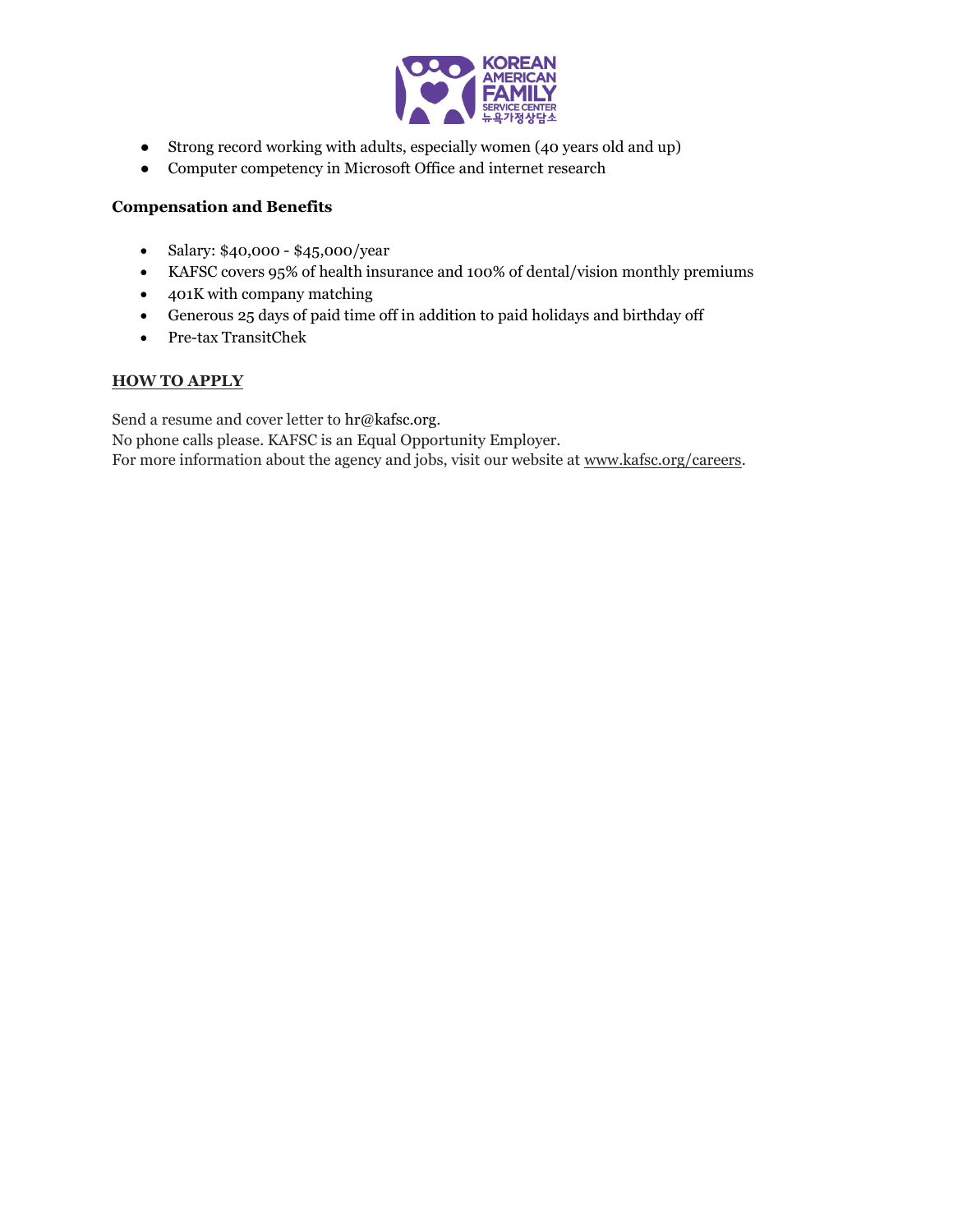- Strong record working with adults, especially women (40 years old and up)
- Computer competency in Microsoft Office and internet research

**Compensation and Benefits**

- Salary: $40,000 - $45,000/year
- KAFSC covers 95% of health insurance and 100% of dental/vision monthly premiums
- 401K with company matching
- Generous 25 days of paid time off in addition to paid holidays and birthday off
- Pre-tax TransitChek

**HOW TO APPLY**

Send a resume and cover letter to hr@kafsc.org.
No phone calls please. KAFSC is an Equal Opportunity Employer.
For more information about the agency and jobs, visit our website at www.kafsc.org/careers.